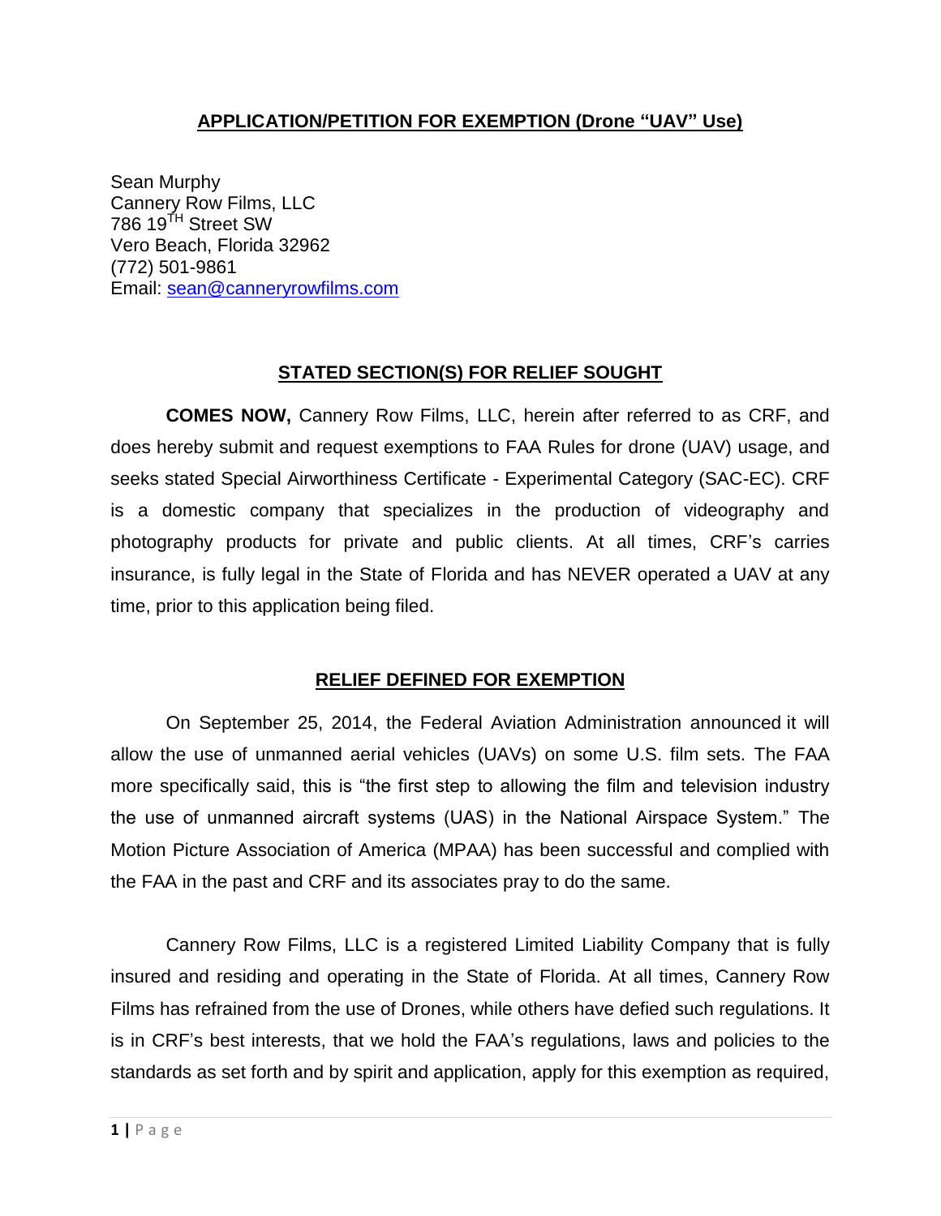## APPLICATION/PETITION FOR EXEMPTION (Drone "UAV" Use)

Sean Murphy
Cannery Row Films, LLC
786 19TH Street SW
Vero Beach, Florida 32962
(772) 501-9861
Email: sean@canneryrowfilms.com

## STATED SECTION(S) FOR RELIEF SOUGHT

**COMES NOW,** Cannery Row Films, LLC, herein after referred to as CRF, and does hereby submit and request exemptions to FAA Rules for drone (UAV) usage, and seeks stated Special Airworthiness Certificate - Experimental Category (SAC-EC). CRF is a domestic company that specializes in the production of videography and photography products for private and public clients. At all times, CRF's carries insurance, is fully legal in the State of Florida and has NEVER operated a UAV at any time, prior to this application being filed.

## RELIEF DEFINED FOR EXEMPTION

On September 25, 2014, the Federal Aviation Administration announced it will allow the use of unmanned aerial vehicles (UAVs) on some U.S. film sets. The FAA more specifically said, this is "the first step to allowing the film and television industry the use of unmanned aircraft systems (UAS) in the National Airspace System." The Motion Picture Association of America (MPAA) has been successful and complied with the FAA in the past and CRF and its associates pray to do the same.

Cannery Row Films, LLC is a registered Limited Liability Company that is fully insured and residing and operating in the State of Florida. At all times, Cannery Row Films has refrained from the use of Drones, while others have defied such regulations. It is in CRF's best interests, that we hold the FAA's regulations, laws and policies to the standards as set forth and by spirit and application, apply for this exemption as required,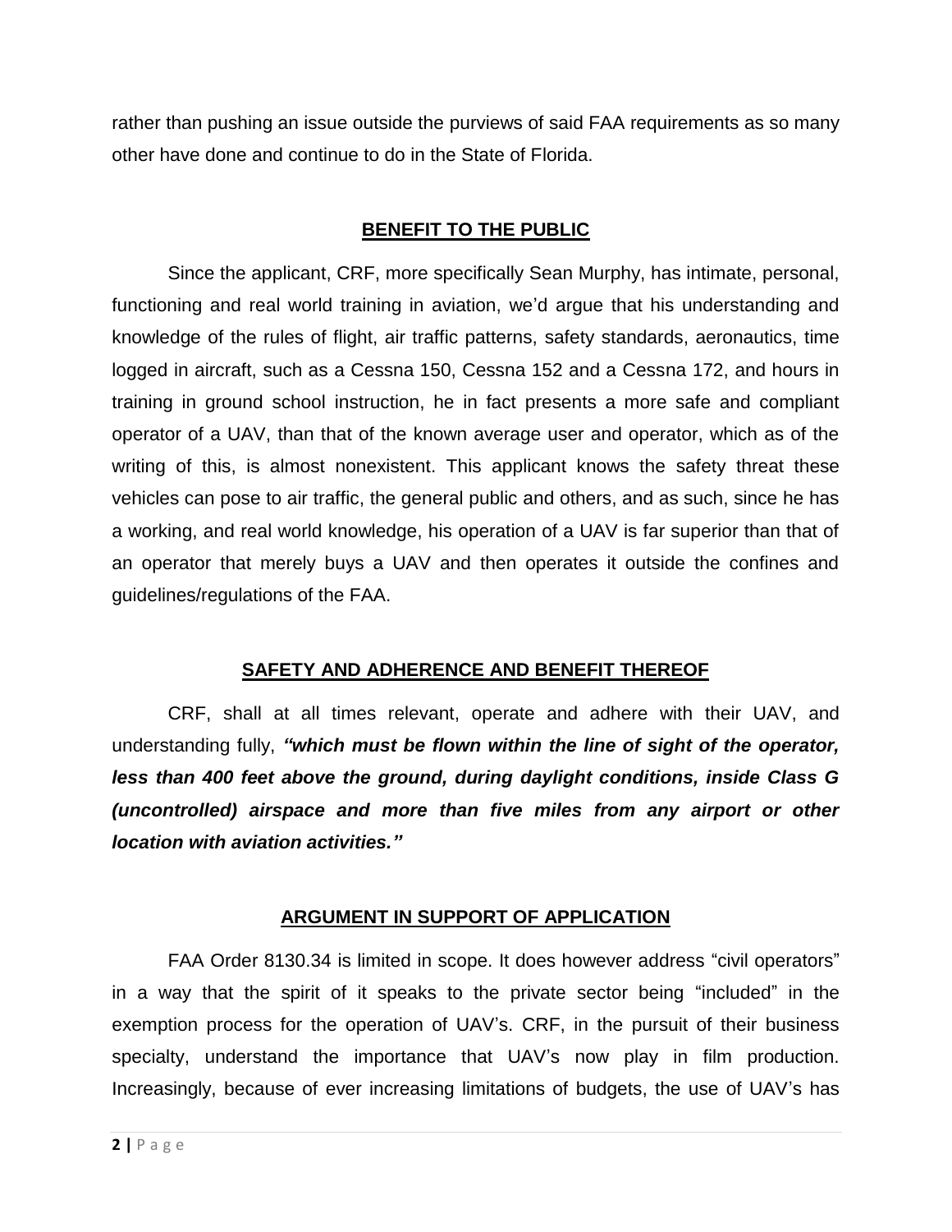rather than pushing an issue outside the purviews of said FAA requirements as so many other have done and continue to do in the State of Florida.

## BENEFIT TO THE PUBLIC

Since the applicant, CRF, more specifically Sean Murphy, has intimate, personal, functioning and real world training in aviation, we'd argue that his understanding and knowledge of the rules of flight, air traffic patterns, safety standards, aeronautics, time logged in aircraft, such as a Cessna 150, Cessna 152 and a Cessna 172, and hours in training in ground school instruction, he in fact presents a more safe and compliant operator of a UAV, than that of the known average user and operator, which as of the writing of this, is almost nonexistent. This applicant knows the safety threat these vehicles can pose to air traffic, the general public and others, and as such, since he has a working, and real world knowledge, his operation of a UAV is far superior than that of an operator that merely buys a UAV and then operates it outside the confines and guidelines/regulations of the FAA.

## SAFETY AND ADHERENCE AND BENEFIT THEREOF

CRF, shall at all times relevant, operate and adhere with their UAV, and understanding fully, ***"which must be flown within the line of sight of the operator, less than 400 feet above the ground, during daylight conditions, inside Class G (uncontrolled) airspace and more than five miles from any airport or other location with aviation activities."***

## ARGUMENT IN SUPPORT OF APPLICATION

FAA Order 8130.34 is limited in scope. It does however address "civil operators" in a way that the spirit of it speaks to the private sector being "included" in the exemption process for the operation of UAV's. CRF, in the pursuit of their business specialty, understand the importance that UAV's now play in film production. Increasingly, because of ever increasing limitations of budgets, the use of UAV's has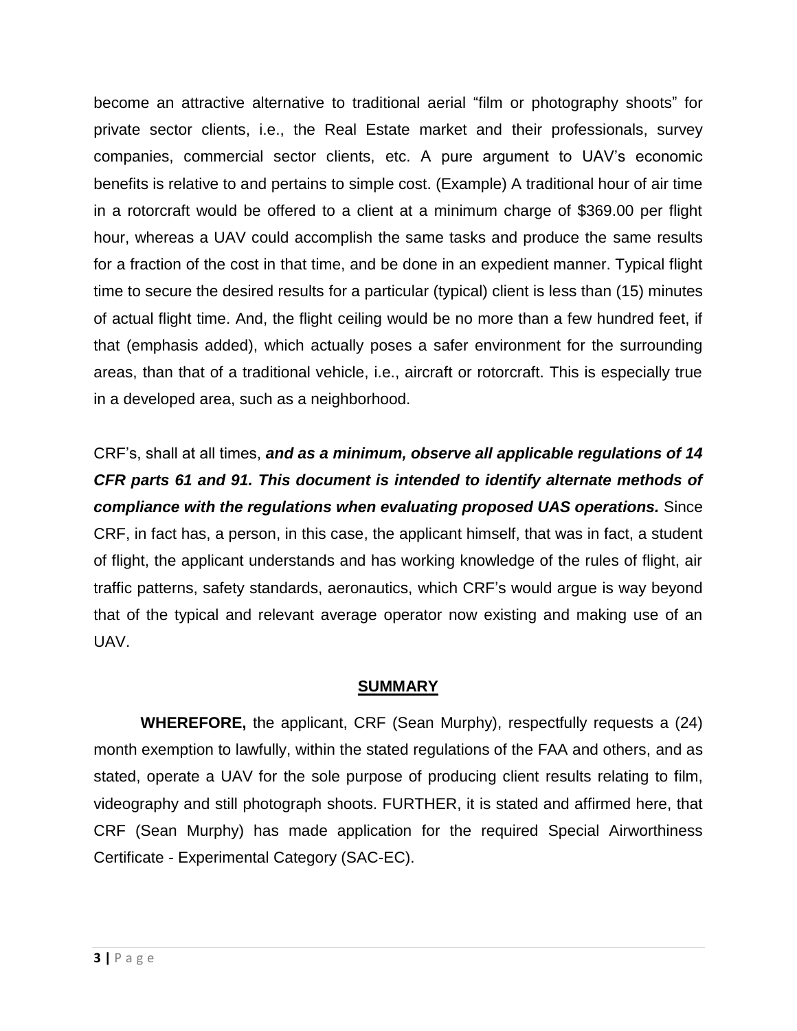become an attractive alternative to traditional aerial "film or photography shoots" for private sector clients, i.e., the Real Estate market and their professionals, survey companies, commercial sector clients, etc. A pure argument to UAV's economic benefits is relative to and pertains to simple cost. (Example) A traditional hour of air time in a rotorcraft would be offered to a client at a minimum charge of $369.00 per flight hour, whereas a UAV could accomplish the same tasks and produce the same results for a fraction of the cost in that time, and be done in an expedient manner. Typical flight time to secure the desired results for a particular (typical) client is less than (15) minutes of actual flight time. And, the flight ceiling would be no more than a few hundred feet, if that (emphasis added), which actually poses a safer environment for the surrounding areas, than that of a traditional vehicle, i.e., aircraft or rotorcraft. This is especially true in a developed area, such as a neighborhood.

CRF's, shall at all times, ***and as a minimum, observe all applicable regulations of 14 CFR parts 61 and 91. This document is intended to identify alternate methods of compliance with the regulations when evaluating proposed UAS operations.*** Since CRF, in fact has, a person, in this case, the applicant himself, that was in fact, a student of flight, the applicant understands and has working knowledge of the rules of flight, air traffic patterns, safety standards, aeronautics, which CRF's would argue is way beyond that of the typical and relevant average operator now existing and making use of an UAV.

## SUMMARY

**WHEREFORE,** the applicant, CRF (Sean Murphy), respectfully requests a (24) month exemption to lawfully, within the stated regulations of the FAA and others, and as stated, operate a UAV for the sole purpose of producing client results relating to film, videography and still photograph shoots. FURTHER, it is stated and affirmed here, that CRF (Sean Murphy) has made application for the required Special Airworthiness Certificate - Experimental Category (SAC-EC).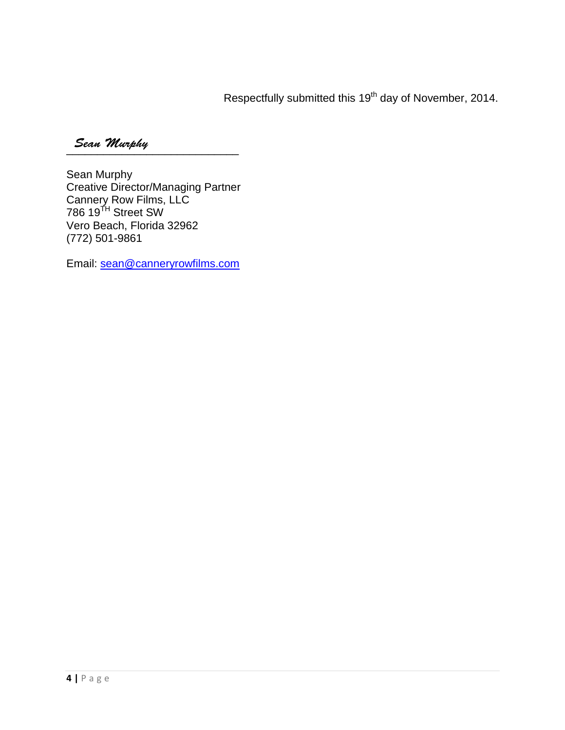Respectfully submitted this 19th day of November, 2014.

*Sean Murphy*
\_\_\_\_\_\_\_\_\_\_\_\_\_\_\_\_\_\_\_\_\_\_\_\_\_\_\_\_\_\_

Sean Murphy
Creative Director/Managing Partner
Cannery Row Films, LLC
786 19TH Street SW
Vero Beach, Florida 32962
(772) 501-9861

Email: sean@canneryrowfilms.com